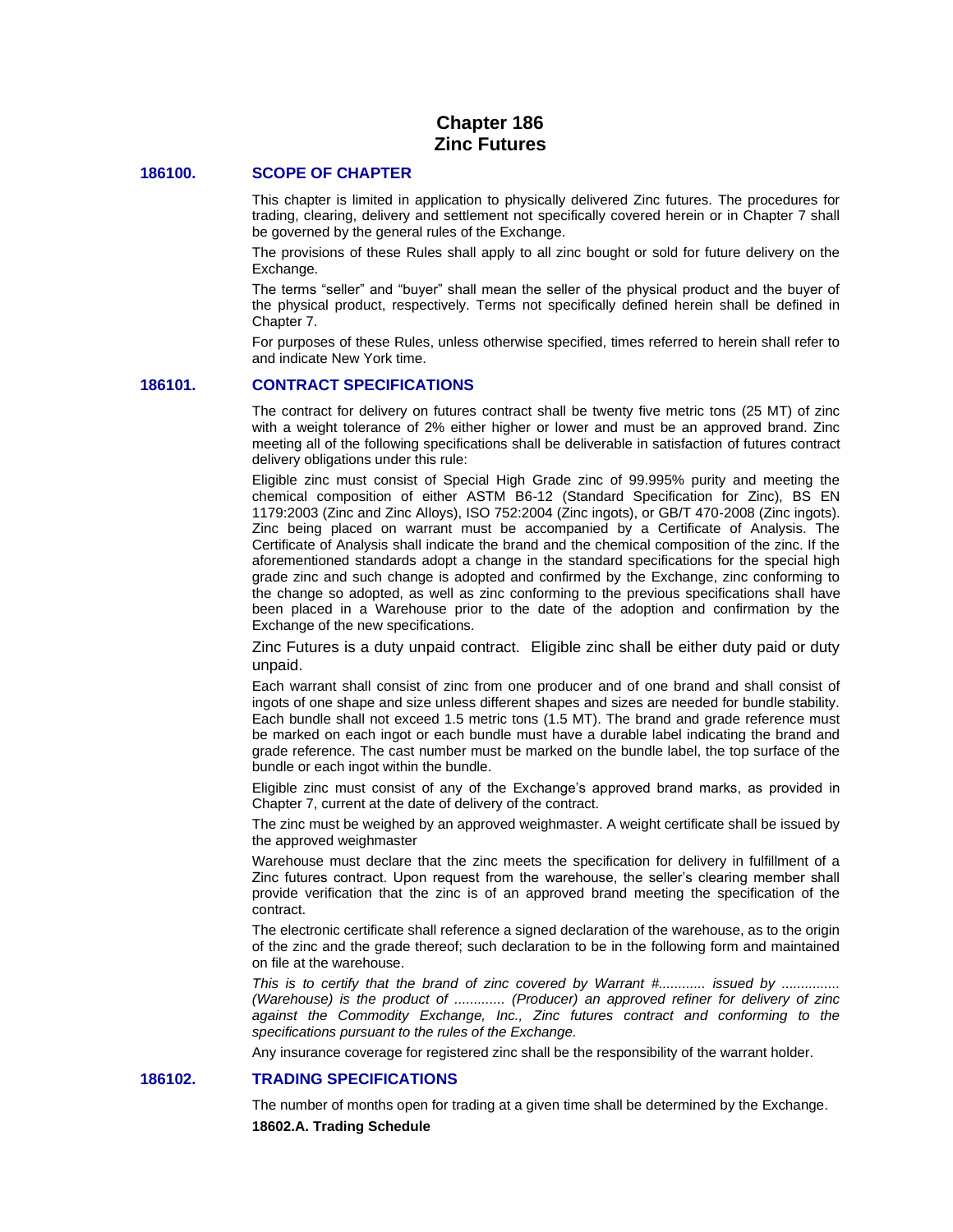# Chapter 186
# Zinc Futures

## 186100. SCOPE OF CHAPTER

This chapter is limited in application to physically delivered Zinc futures. The procedures for trading, clearing, delivery and settlement not specifically covered herein or in Chapter 7 shall be governed by the general rules of the Exchange.

The provisions of these Rules shall apply to all zinc bought or sold for future delivery on the Exchange.

The terms "seller" and "buyer" shall mean the seller of the physical product and the buyer of the physical product, respectively. Terms not specifically defined herein shall be defined in Chapter 7.

For purposes of these Rules, unless otherwise specified, times referred to herein shall refer to and indicate New York time.

## 186101. CONTRACT SPECIFICATIONS

The contract for delivery on futures contract shall be twenty five metric tons (25 MT) of zinc with a weight tolerance of 2% either higher or lower and must be an approved brand. Zinc meeting all of the following specifications shall be deliverable in satisfaction of futures contract delivery obligations under this rule:

Eligible zinc must consist of Special High Grade zinc of 99.995% purity and meeting the chemical composition of either ASTM B6-12 (Standard Specification for Zinc), BS EN 1179:2003 (Zinc and Zinc Alloys), ISO 752:2004 (Zinc ingots), or GB/T 470-2008 (Zinc ingots). Zinc being placed on warrant must be accompanied by a Certificate of Analysis. The Certificate of Analysis shall indicate the brand and the chemical composition of the zinc. If the aforementioned standards adopt a change in the standard specifications for the special high grade zinc and such change is adopted and confirmed by the Exchange, zinc conforming to the change so adopted, as well as zinc conforming to the previous specifications shall have been placed in a Warehouse prior to the date of the adoption and confirmation by the Exchange of the new specifications.

Zinc Futures is a duty unpaid contract. Eligible zinc shall be either duty paid or duty unpaid.

Each warrant shall consist of zinc from one producer and of one brand and shall consist of ingots of one shape and size unless different shapes and sizes are needed for bundle stability. Each bundle shall not exceed 1.5 metric tons (1.5 MT). The brand and grade reference must be marked on each ingot or each bundle must have a durable label indicating the brand and grade reference. The cast number must be marked on the bundle label, the top surface of the bundle or each ingot within the bundle.

Eligible zinc must consist of any of the Exchange's approved brand marks, as provided in Chapter 7, current at the date of delivery of the contract.

The zinc must be weighed by an approved weighmaster. A weight certificate shall be issued by the approved weighmaster

Warehouse must declare that the zinc meets the specification for delivery in fulfillment of a Zinc futures contract. Upon request from the warehouse, the seller's clearing member shall provide verification that the zinc is of an approved brand meeting the specification of the contract.

The electronic certificate shall reference a signed declaration of the warehouse, as to the origin of the zinc and the grade thereof; such declaration to be in the following form and maintained on file at the warehouse.

*This is to certify that the brand of zinc covered by Warrant #............ issued by ............... (Warehouse) is the product of ............. (Producer) an approved refiner for delivery of zinc against the Commodity Exchange, Inc., Zinc futures contract and conforming to the specifications pursuant to the rules of the Exchange.*

Any insurance coverage for registered zinc shall be the responsibility of the warrant holder.

## 186102. TRADING SPECIFICATIONS

The number of months open for trading at a given time shall be determined by the Exchange.

**18602.A. Trading Schedule**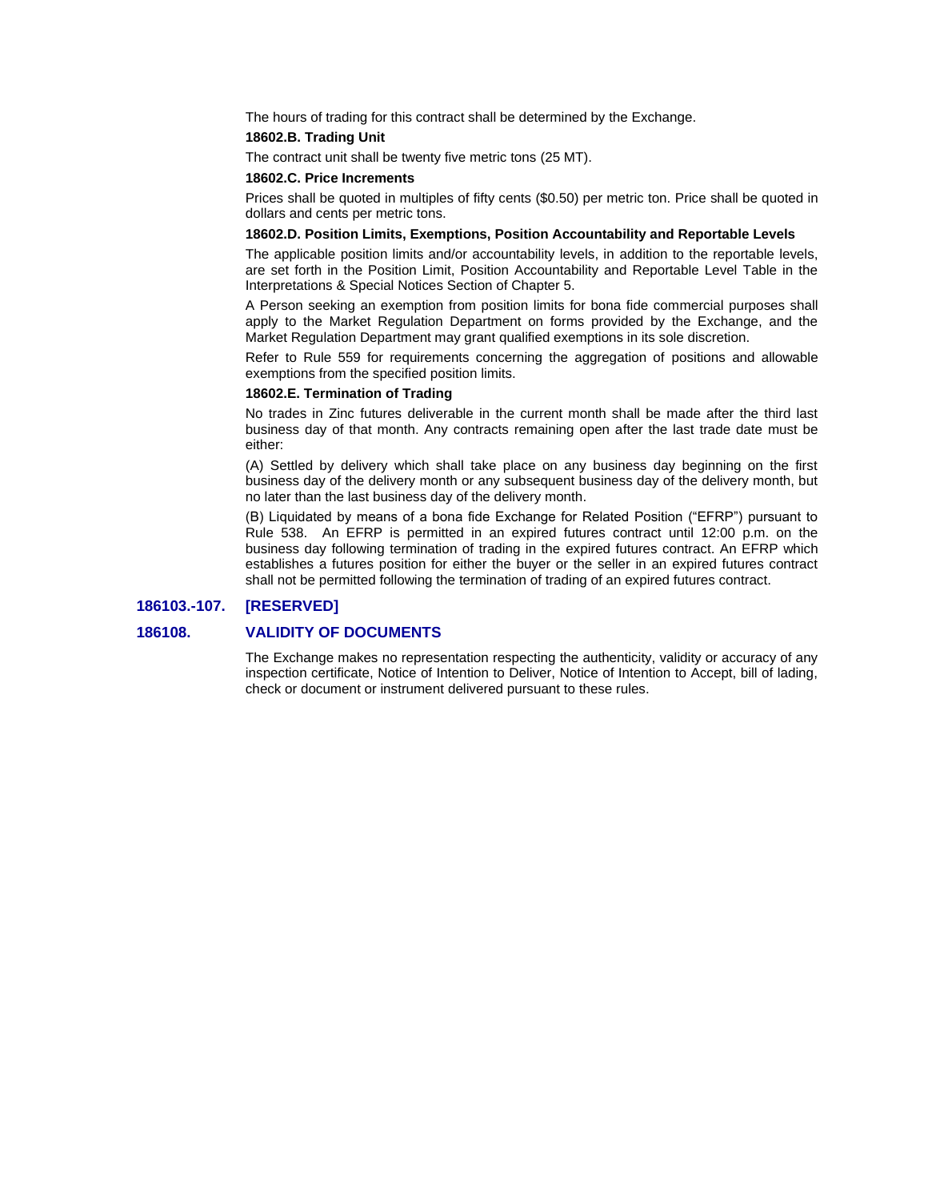The hours of trading for this contract shall be determined by the Exchange.

**18602.B. Trading Unit**

The contract unit shall be twenty five metric tons (25 MT).

**18602.C. Price Increments**

Prices shall be quoted in multiples of fifty cents ($0.50) per metric ton. Price shall be quoted in dollars and cents per metric tons.

**18602.D. Position Limits, Exemptions, Position Accountability and Reportable Levels**

The applicable position limits and/or accountability levels, in addition to the reportable levels, are set forth in the Position Limit, Position Accountability and Reportable Level Table in the Interpretations & Special Notices Section of Chapter 5.

A Person seeking an exemption from position limits for bona fide commercial purposes shall apply to the Market Regulation Department on forms provided by the Exchange, and the Market Regulation Department may grant qualified exemptions in its sole discretion.

Refer to Rule 559 for requirements concerning the aggregation of positions and allowable exemptions from the specified position limits.

**18602.E. Termination of Trading**

No trades in Zinc futures deliverable in the current month shall be made after the third last business day of that month. Any contracts remaining open after the last trade date must be either:

(A) Settled by delivery which shall take place on any business day beginning on the first business day of the delivery month or any subsequent business day of the delivery month, but no later than the last business day of the delivery month.

(B) Liquidated by means of a bona fide Exchange for Related Position ("EFRP") pursuant to Rule 538. An EFRP is permitted in an expired futures contract until 12:00 p.m. on the business day following termination of trading in the expired futures contract. An EFRP which establishes a futures position for either the buyer or the seller in an expired futures contract shall not be permitted following the termination of trading of an expired futures contract.

## 186103.-107. [RESERVED]

## 186108. VALIDITY OF DOCUMENTS

The Exchange makes no representation respecting the authenticity, validity or accuracy of any inspection certificate, Notice of Intention to Deliver, Notice of Intention to Accept, bill of lading, check or document or instrument delivered pursuant to these rules.